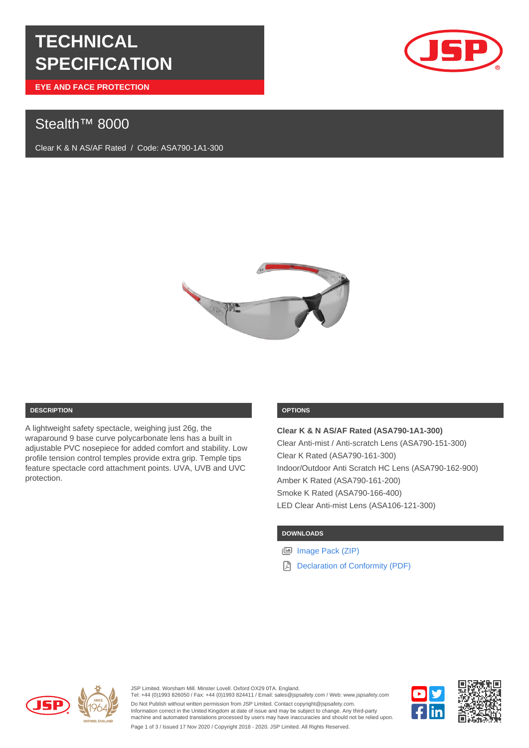# TECHNICAL SPECIFICATION

**EYE AND FACE PROTECTION**

## Stealth™ 8000

Clear K & N AS/AF Rated / Code: ASA790-1A1-300

### DESCRIPTION

A lightweight safety spectacle, weighing just 26g, the wraparound 9 base curve polycarbonate lens has a built in adjustable PVC nosepiece for added comfort and stability. Low profile tension control temples provide extra grip. Temple tips feature spectacle cord attachment points. UVA, UVB and UVC protection.

### OPTIONS

**Clear K & N AS/AF Rated (ASA790-1A1-300)**

Clear Anti-mist / Anti-scratch Lens (ASA790-151-300)

Clear K Rated (ASA790-161-300)

Indoor/Outdoor Anti Scratch HC Lens (ASA790-162-900)

Amber K Rated (ASA790-161-200)

Smoke K Rated (ASA790-166-400)

LED Clear Anti-mist Lens (ASA106-121-300)

### DOWNLOADS

- Image Pack (ZIP)
- Declaration of Conformity (PDF)

JSP Limited. Worsham Mill. Minster Lovell. Oxford OX29 0TA. England.
Tel: +44 (0)1993 826050 / Fax: +44 (0)1993 824411 / Email: sales@jspsafety.com / Web: www.jspsafety.com

Do Not Publish without written permission from JSP Limited. Contact copyright@jspsafety.com.
Information correct in the United Kingdom at date of issue and may be subject to change. Any third-party machine and automated translations processed by users may have inaccuracies and should not be relied upon.

Issued 17 Nov 2020 / Copyright 2018 - 2020. JSP Limited. All Rights Reserved.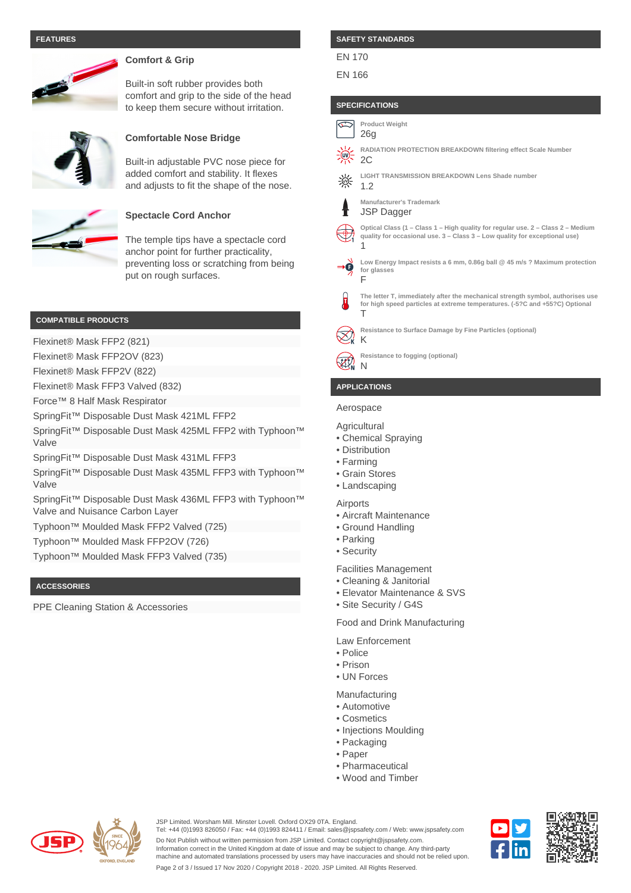## FEATURES

### Comfort & Grip

Built-in soft rubber provides both comfort and grip to the side of the head to keep them secure without irritation.

### Comfortable Nose Bridge

Built-in adjustable PVC nose piece for added comfort and stability. It flexes and adjusts to fit the shape of the nose.

### Spectacle Cord Anchor

The temple tips have a spectacle cord anchor point for further practicality, preventing loss or scratching from being put on rough surfaces.

## COMPATIBLE PRODUCTS

- Flexinet® Mask FFP2 (821)
- Flexinet® Mask FFP2OV (823)
- Flexinet® Mask FFP2V (822)
- Flexinet® Mask FFP3 Valved (832)
- Force™ 8 Half Mask Respirator
- SpringFit™ Disposable Dust Mask 421ML FFP2
- SpringFit™ Disposable Dust Mask 425ML FFP2 with Typhoon™ Valve
- SpringFit™ Disposable Dust Mask 431ML FFP3
- SpringFit™ Disposable Dust Mask 435ML FFP3 with Typhoon™ Valve
- SpringFit™ Disposable Dust Mask 436ML FFP3 with Typhoon™ Valve and Nuisance Carbon Layer
- Typhoon™ Moulded Mask FFP2 Valved (725)
- Typhoon™ Moulded Mask FFP2OV (726)
- Typhoon™ Moulded Mask FFP3 Valved (735)

## ACCESSORIES

- PPE Cleaning Station & Accessories

## SAFETY STANDARDS

EN 170

EN 166

## SPECIFICATIONS

**Product Weight**
26g

**RADIATION PROTECTION BREAKDOWN filtering effect Scale Number**
2C

**LIGHT TRANSMISSION BREAKDOWN Lens Shade number**
1.2

**Manufacturer's Trademark**
JSP Dagger

**Optical Class (1 – Class 1 – High quality for regular use. 2 – Class 2 – Medium quality for occasional use. 3 – Class 3 – Low quality for exceptional use)**
1

**Low Energy Impact resists a 6 mm, 0.86g ball @ 45 m/s ? Maximum protection for glasses**
F

**The letter T, immediately after the mechanical strength symbol, authorises use for high speed particles at extreme temperatures. (-5?C and +55?C) Optional**
T

**Resistance to Surface Damage by Fine Particles (optional)**
K

**Resistance to fogging (optional)**
N

## APPLICATIONS

Aerospace

Agricultural
- Chemical Spraying
- Distribution
- Farming
- Grain Stores
- Landscaping

Airports
- Aircraft Maintenance
- Ground Handling
- Parking
- Security

Facilities Management
- Cleaning & Janitorial
- Elevator Maintenance & SVS
- Site Security / G4S

Food and Drink Manufacturing

Law Enforcement
- Police
- Prison
- UN Forces

Manufacturing
- Automotive
- Cosmetics
- Injections Moulding
- Packaging
- Paper
- Pharmaceutical
- Wood and Timber

JSP Limited. Worsham Mill. Minster Lovell. Oxford OX29 0TA. England.
Tel: +44 (0)1993 826050 / Fax: +44 (0)1993 824411 / Email: sales@jspsafety.com / Web: www.jspsafety.com
Do Not Publish without written permission from JSP Limited. Contact copyright@jspsafety.com.
Information correct in the United Kingdom at date of issue and may be subject to change. Any third-party machine and automated translations processed by users may have inaccuracies and should not be relied upon.
Issued 17 Nov 2020 / Copyright 2018 - 2020. JSP Limited. All Rights Reserved.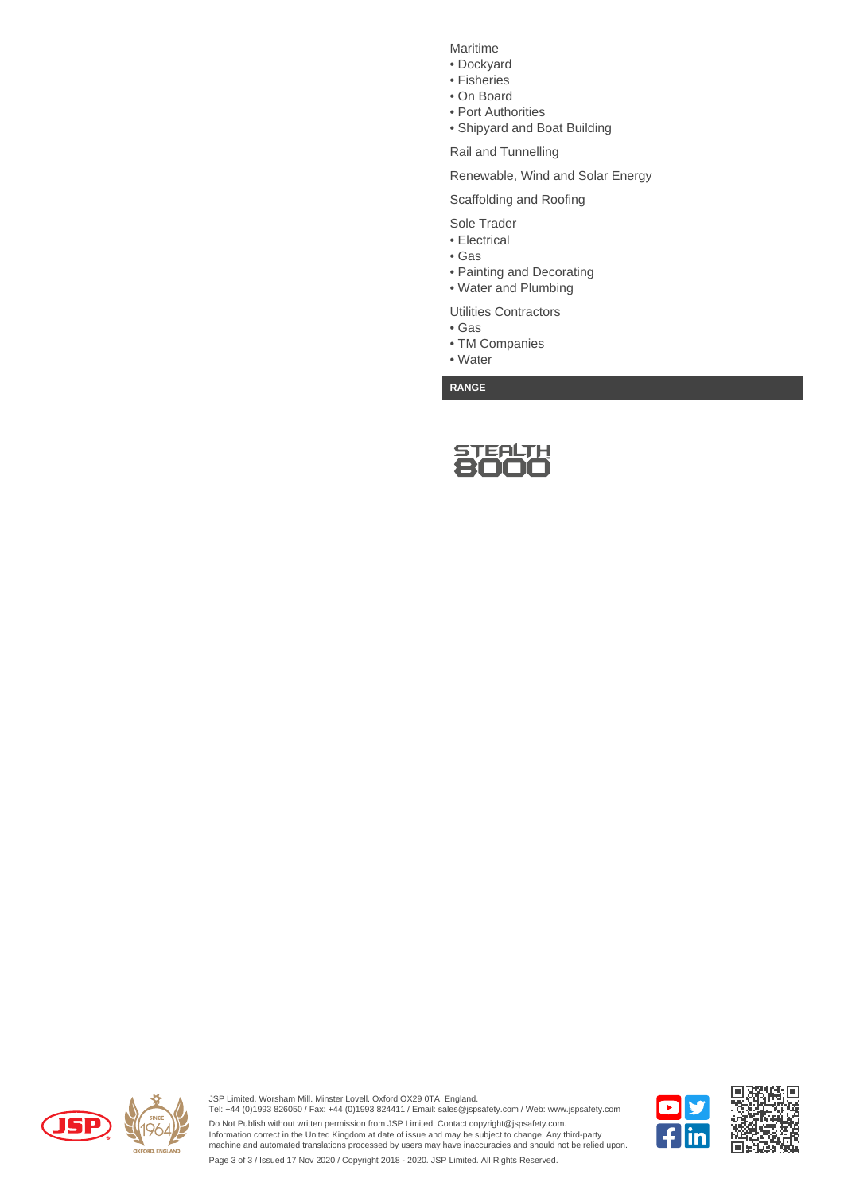Maritime

- Dockyard
- Fisheries
- On Board
- Port Authorities
- Shipyard and Boat Building

Rail and Tunnelling

Renewable, Wind and Solar Energy

Scaffolding and Roofing

Sole Trader

- Electrical
- Gas
- Painting and Decorating
- Water and Plumbing

Utilities Contractors

- Gas
- TM Companies
- Water

## RANGE

STEALTH 8000

JSP Limited. Worsham Mill. Minster Lovell. Oxford OX29 0TA. England.
Tel: +44 (0)1993 826050 / Fax: +44 (0)1993 824411 / Email: sales@jspsafety.com / Web: www.jspsafety.com

Do Not Publish without written permission from JSP Limited. Contact copyright@jspsafety.com.
Information correct in the United Kingdom at date of issue and may be subject to change. Any third-party machine and automated translations processed by users may have inaccuracies and should not be relied upon.

Issued 17 Nov 2020 / Copyright 2018 - 2020. JSP Limited. All Rights Reserved.